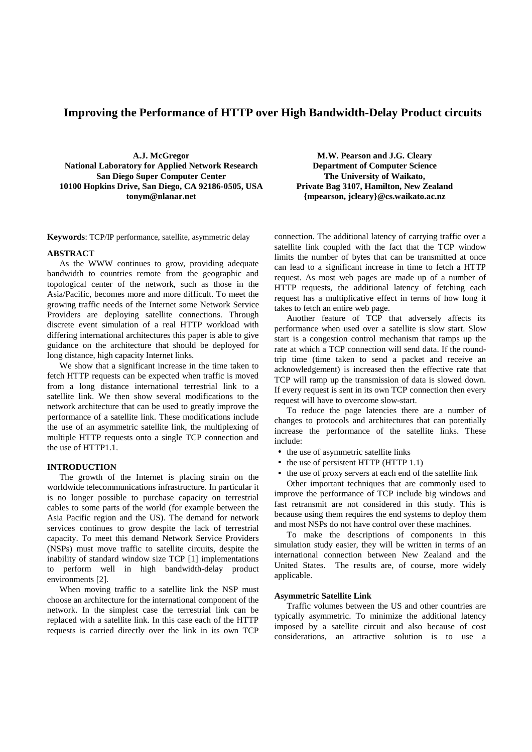# Improving the Performance of HTTP over High Bandwidth-Delay Product circuits

**A.J. McGregor**
**National Laboratory for Applied Network Research**
**San Diego Super Computer Center**
**10100 Hopkins Drive, San Diego, CA 92186-0505, USA**
**tonym@nlanar.net**

**M.W. Pearson and J.G. Cleary**
**Department of Computer Science**
**The University of Waikato,**
**Private Bag 3107, Hamilton, New Zealand**
**{mpearson, jcleary}@cs.waikato.ac.nz**

**Keywords**: TCP/IP performance, satellite, asymmetric delay

## ABSTRACT

As the WWW continues to grow, providing adequate bandwidth to countries remote from the geographic and topological center of the network, such as those in the Asia/Pacific, becomes more and more difficult. To meet the growing traffic needs of the Internet some Network Service Providers are deploying satellite connections. Through discrete event simulation of a real HTTP workload with differing international architectures this paper is able to give guidance on the architecture that should be deployed for long distance, high capacity Internet links.

We show that a significant increase in the time taken to fetch HTTP requests can be expected when traffic is moved from a long distance international terrestrial link to a satellite link. We then show several modifications to the network architecture that can be used to greatly improve the performance of a satellite link. These modifications include the use of an asymmetric satellite link, the multiplexing of multiple HTTP requests onto a single TCP connection and the use of HTTP1.1.

## INTRODUCTION

The growth of the Internet is placing strain on the worldwide telecommunications infrastructure. In particular it is no longer possible to purchase capacity on terrestrial cables to some parts of the world (for example between the Asia Pacific region and the US). The demand for network services continues to grow despite the lack of terrestrial capacity. To meet this demand Network Service Providers (NSPs) must move traffic to satellite circuits, despite the inability of standard window size TCP [1] implementations to perform well in high bandwidth-delay product environments [2].

When moving traffic to a satellite link the NSP must choose an architecture for the international component of the network. In the simplest case the terrestrial link can be replaced with a satellite link. In this case each of the HTTP requests is carried directly over the link in its own TCP connection. The additional latency of carrying traffic over a satellite link coupled with the fact that the TCP window limits the number of bytes that can be transmitted at once can lead to a significant increase in time to fetch a HTTP request. As most web pages are made up of a number of HTTP requests, the additional latency of fetching each request has a multiplicative effect in terms of how long it takes to fetch an entire web page.

Another feature of TCP that adversely affects its performance when used over a satellite is slow start. Slow start is a congestion control mechanism that ramps up the rate at which a TCP connection will send data. If the round-trip time (time taken to send a packet and receive an acknowledgement) is increased then the effective rate that TCP will ramp up the transmission of data is slowed down. If every request is sent in its own TCP connection then every request will have to overcome slow-start.

To reduce the page latencies there are a number of changes to protocols and architectures that can potentially increase the performance of the satellite links. These include:

- the use of asymmetric satellite links
- the use of persistent HTTP (HTTP 1.1)
- the use of proxy servers at each end of the satellite link

Other important techniques that are commonly used to improve the performance of TCP include big windows and fast retransmit are not considered in this study. This is because using them requires the end systems to deploy them and most NSPs do not have control over these machines.

To make the descriptions of components in this simulation study easier, they will be written in terms of an international connection between New Zealand and the United States. The results are, of course, more widely applicable.

### Asymmetric Satellite Link

Traffic volumes between the US and other countries are typically asymmetric. To minimize the additional latency imposed by a satellite circuit and also because of cost considerations, an attractive solution is to use a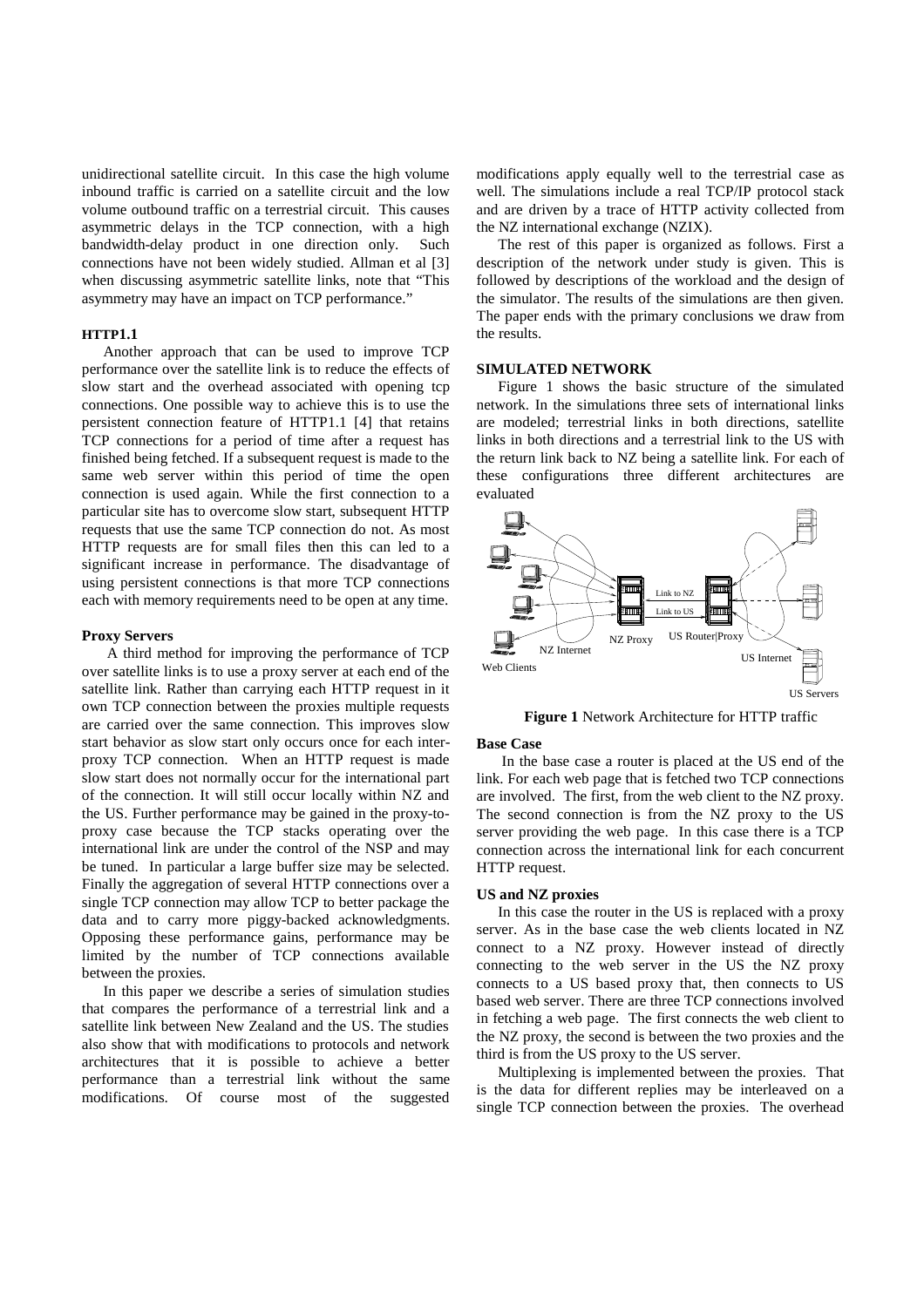unidirectional satellite circuit. In this case the high volume inbound traffic is carried on a satellite circuit and the low volume outbound traffic on a terrestrial circuit. This causes asymmetric delays in the TCP connection, with a high bandwidth-delay product in one direction only. Such connections have not been widely studied. Allman et al [3] when discussing asymmetric satellite links, note that "This asymmetry may have an impact on TCP performance."

**HTTP1.1**

Another approach that can be used to improve TCP performance over the satellite link is to reduce the effects of slow start and the overhead associated with opening tcp connections. One possible way to achieve this is to use the persistent connection feature of HTTP1.1 [4] that retains TCP connections for a period of time after a request has finished being fetched. If a subsequent request is made to the same web server within this period of time the open connection is used again. While the first connection to a particular site has to overcome slow start, subsequent HTTP requests that use the same TCP connection do not. As most HTTP requests are for small files then this can led to a significant increase in performance. The disadvantage of using persistent connections is that more TCP connections each with memory requirements need to be open at any time.

**Proxy Servers**

A third method for improving the performance of TCP over satellite links is to use a proxy server at each end of the satellite link. Rather than carrying each HTTP request in it own TCP connection between the proxies multiple requests are carried over the same connection. This improves slow start behavior as slow start only occurs once for each inter-proxy TCP connection. When an HTTP request is made slow start does not normally occur for the international part of the connection. It will still occur locally within NZ and the US. Further performance may be gained in the proxy-to-proxy case because the TCP stacks operating over the international link are under the control of the NSP and may be tuned. In particular a large buffer size may be selected. Finally the aggregation of several HTTP connections over a single TCP connection may allow TCP to better package the data and to carry more piggy-backed acknowledgments. Opposing these performance gains, performance may be limited by the number of TCP connections available between the proxies.

In this paper we describe a series of simulation studies that compares the performance of a terrestrial link and a satellite link between New Zealand and the US. The studies also show that with modifications to protocols and network architectures that it is possible to achieve a better performance than a terrestrial link without the same modifications. Of course most of the suggested modifications apply equally well to the terrestrial case as well. The simulations include a real TCP/IP protocol stack and are driven by a trace of HTTP activity collected from the NZ international exchange (NZIX).

The rest of this paper is organized as follows. First a description of the network under study is given. This is followed by descriptions of the workload and the design of the simulator. The results of the simulations are then given. The paper ends with the primary conclusions we draw from the results.

**SIMULATED NETWORK**

Figure 1 shows the basic structure of the simulated network. In the simulations three sets of international links are modeled; terrestrial links in both directions, satellite links in both directions and a terrestrial link to the US with the return link back to NZ being a satellite link. For each of these configurations three different architectures are evaluated

**Figure 1** Network Architecture for HTTP traffic

**Base Case**

In the base case a router is placed at the US end of the link. For each web page that is fetched two TCP connections are involved. The first, from the web client to the NZ proxy. The second connection is from the NZ proxy to the US server providing the web page. In this case there is a TCP connection across the international link for each concurrent HTTP request.

**US and NZ proxies**

In this case the router in the US is replaced with a proxy server. As in the base case the web clients located in NZ connect to a NZ proxy. However instead of directly connecting to the web server in the US the NZ proxy connects to a US based proxy that, then connects to US based web server. There are three TCP connections involved in fetching a web page. The first connects the web client to the NZ proxy, the second is between the two proxies and the third is from the US proxy to the US server.

Multiplexing is implemented between the proxies. That is the data for different replies may be interleaved on a single TCP connection between the proxies. The overhead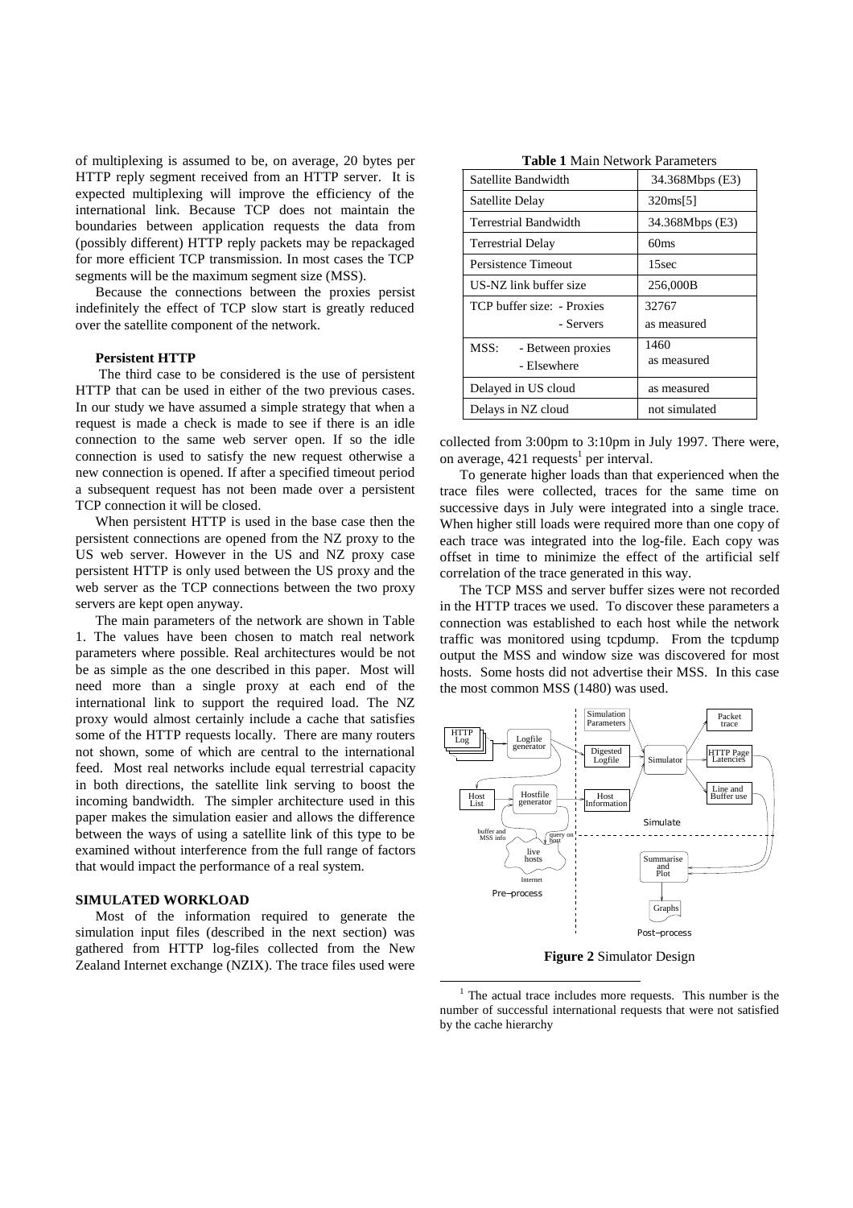of multiplexing is assumed to be, on average, 20 bytes per HTTP reply segment received from an HTTP server. It is expected multiplexing will improve the efficiency of the international link. Because TCP does not maintain the boundaries between application requests the data from (possibly different) HTTP reply packets may be repackaged for more efficient TCP transmission. In most cases the TCP segments will be the maximum segment size (MSS).

Because the connections between the proxies persist indefinitely the effect of TCP slow start is greatly reduced over the satellite component of the network.

#### Persistent HTTP

The third case to be considered is the use of persistent HTTP that can be used in either of the two previous cases. In our study we have assumed a simple strategy that when a request is made a check is made to see if there is an idle connection to the same web server open. If so the idle connection is used to satisfy the new request otherwise a new connection is opened. If after a specified timeout period a subsequent request has not been made over a persistent TCP connection it will be closed.

When persistent HTTP is used in the base case then the persistent connections are opened from the NZ proxy to the US web server. However in the US and NZ proxy case persistent HTTP is only used between the US proxy and the web server as the TCP connections between the two proxy servers are kept open anyway.

The main parameters of the network are shown in Table 1. The values have been chosen to match real network parameters where possible. Real architectures would be not be as simple as the one described in this paper. Most will need more than a single proxy at each end of the international link to support the required load. The NZ proxy would almost certainly include a cache that satisfies some of the HTTP requests locally. There are many routers not shown, some of which are central to the international feed. Most real networks include equal terrestrial capacity in both directions, the satellite link serving to boost the incoming bandwidth. The simpler architecture used in this paper makes the simulation easier and allows the difference between the ways of using a satellite link of this type to be examined without interference from the full range of factors that would impact the performance of a real system.

### SIMULATED WORKLOAD

Most of the information required to generate the simulation input files (described in the next section) was gathered from HTTP log-files collected from the New Zealand Internet exchange (NZIX). The trace files used were collected from 3:00pm to 3:10pm in July 1997. There were, on average, 421 requests[1] per interval.

**Table 1** Main Network Parameters

| Parameter | Value |
|---|---|
| Satellite Bandwidth | 34.368Mbps (E3) |
| Satellite Delay | 320ms[5] |
| Terrestrial Bandwidth | 34.368Mbps (E3) |
| Terrestrial Delay | 60ms |
| Persistence Timeout | 15sec |
| US-NZ link buffer size | 256,000B |
| TCP buffer size: - Proxies | 32767 |
| TCP buffer size: - Servers | as measured |
| MSS: - Between proxies | 1460 |
| MSS: - Elsewhere | as measured |
| Delayed in US cloud | as measured |
| Delays in NZ cloud | not simulated |

To generate higher loads than that experienced when the trace files were collected, traces for the same time on successive days in July were integrated into a single trace. When higher still loads were required more than one copy of each trace was integrated into the log-file. Each copy was offset in time to minimize the effect of the artificial self correlation of the trace generated in this way.

The TCP MSS and server buffer sizes were not recorded in the HTTP traces we used. To discover these parameters a connection was established to each host while the network traffic was monitored using tcpdump. From the tcpdump output the MSS and window size was discovered for most hosts. Some hosts did not advertise their MSS. In this case the most common MSS (1480) was used.

**Figure 2** Simulator Design

[1] The actual trace includes more requests. This number is the number of successful international requests that were not satisfied by the cache hierarchy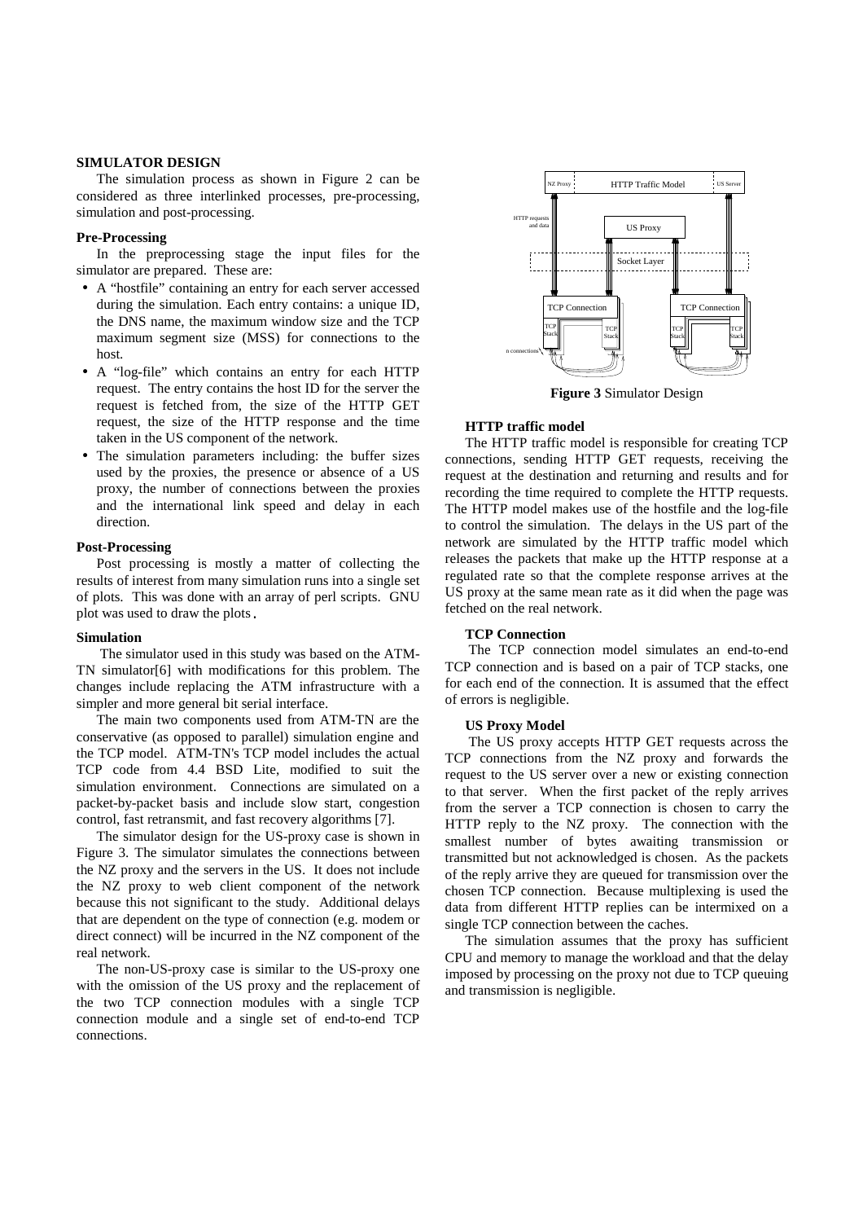## SIMULATOR DESIGN

The simulation process as shown in Figure 2 can be considered as three interlinked processes, pre-processing, simulation and post-processing.

### Pre-Processing

In the preprocessing stage the input files for the simulator are prepared. These are:

- A "hostfile" containing an entry for each server accessed during the simulation. Each entry contains: a unique ID, the DNS name, the maximum window size and the TCP maximum segment size (MSS) for connections to the host.
- A "log-file" which contains an entry for each HTTP request. The entry contains the host ID for the server the request is fetched from, the size of the HTTP GET request, the size of the HTTP response and the time taken in the US component of the network.
- The simulation parameters including: the buffer sizes used by the proxies, the presence or absence of a US proxy, the number of connections between the proxies and the international link speed and delay in each direction.

### Post-Processing

Post processing is mostly a matter of collecting the results of interest from many simulation runs into a single set of plots. This was done with an array of perl scripts. GNU plot was used to draw the plots.

### Simulation

The simulator used in this study was based on the ATM-TN simulator[6] with modifications for this problem. The changes include replacing the ATM infrastructure with a simpler and more general bit serial interface.

The main two components used from ATM-TN are the conservative (as opposed to parallel) simulation engine and the TCP model. ATM-TN's TCP model includes the actual TCP code from 4.4 BSD Lite, modified to suit the simulation environment. Connections are simulated on a packet-by-packet basis and include slow start, congestion control, fast retransmit, and fast recovery algorithms [7].

The simulator design for the US-proxy case is shown in Figure 3. The simulator simulates the connections between the NZ proxy and the servers in the US. It does not include the NZ proxy to web client component of the network because this not significant to the study. Additional delays that are dependent on the type of connection (e.g. modem or direct connect) will be incurred in the NZ component of the real network.

The non-US-proxy case is similar to the US-proxy one with the omission of the US proxy and the replacement of the two TCP connection modules with a single TCP connection module and a single set of end-to-end TCP connections.

**Figure 3** Simulator Design

#### HTTP traffic model

The HTTP traffic model is responsible for creating TCP connections, sending HTTP GET requests, receiving the request at the destination and returning and results and for recording the time required to complete the HTTP requests. The HTTP model makes use of the hostfile and the log-file to control the simulation. The delays in the US part of the network are simulated by the HTTP traffic model which releases the packets that make up the HTTP response at a regulated rate so that the complete response arrives at the US proxy at the same mean rate as it did when the page was fetched on the real network.

#### TCP Connection

The TCP connection model simulates an end-to-end TCP connection and is based on a pair of TCP stacks, one for each end of the connection. It is assumed that the effect of errors is negligible.

#### US Proxy Model

The US proxy accepts HTTP GET requests across the TCP connections from the NZ proxy and forwards the request to the US server over a new or existing connection to that server. When the first packet of the reply arrives from the server a TCP connection is chosen to carry the HTTP reply to the NZ proxy. The connection with the smallest number of bytes awaiting transmission or transmitted but not acknowledged is chosen. As the packets of the reply arrive they are queued for transmission over the chosen TCP connection. Because multiplexing is used the data from different HTTP replies can be intermixed on a single TCP connection between the caches.

The simulation assumes that the proxy has sufficient CPU and memory to manage the workload and that the delay imposed by processing on the proxy not due to TCP queuing and transmission is negligible.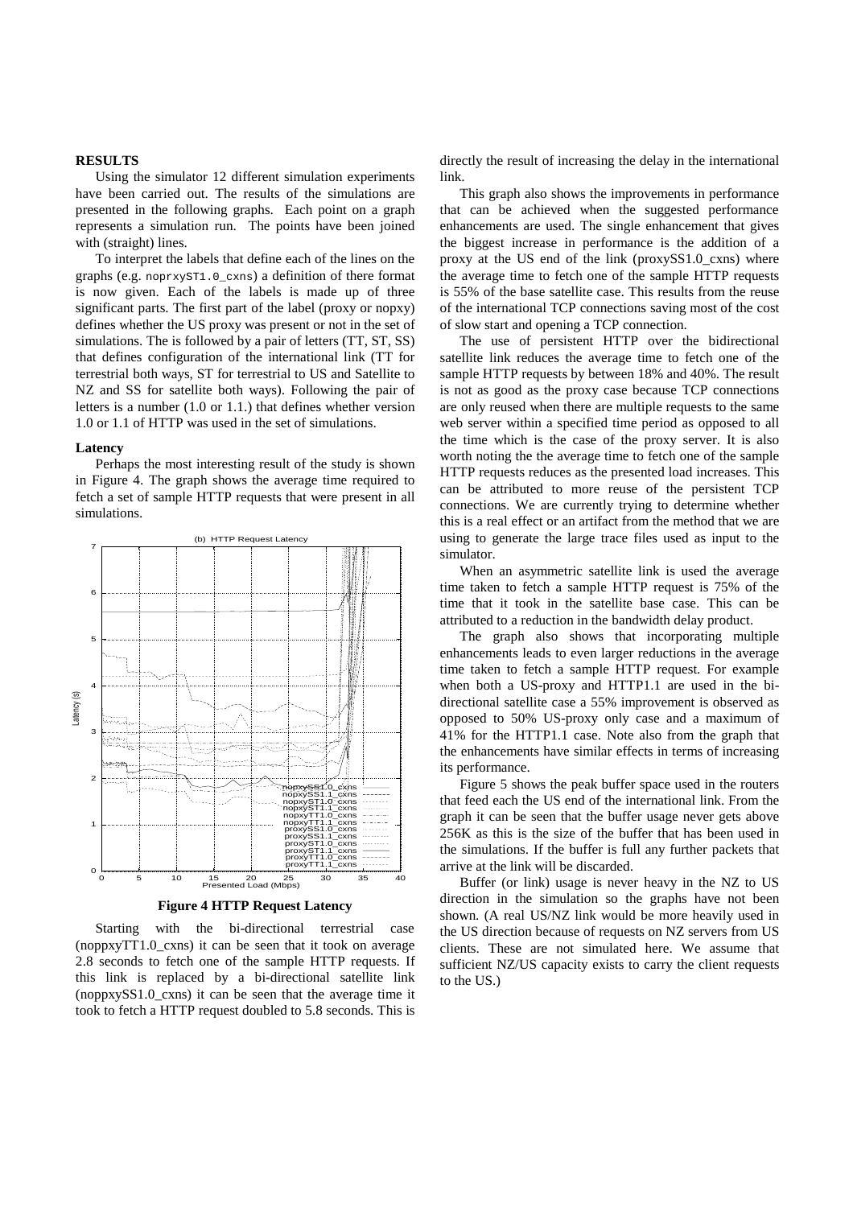## RESULTS

Using the simulator 12 different simulation experiments have been carried out. The results of the simulations are presented in the following graphs. Each point on a graph represents a simulation run. The points have been joined with (straight) lines.

To interpret the labels that define each of the lines on the graphs (e.g. noprxyST1.0_cxns) a definition of there format is now given. Each of the labels is made up of three significant parts. The first part of the label (proxy or nopxy) defines whether the US proxy was present or not in the set of simulations. The is followed by a pair of letters (TT, ST, SS) that defines configuration of the international link (TT for terrestrial both ways, ST for terrestrial to US and Satellite to NZ and SS for satellite both ways). Following the pair of letters is a number (1.0 or 1.1.) that defines whether version 1.0 or 1.1 of HTTP was used in the set of simulations.

### Latency

Perhaps the most interesting result of the study is shown in Figure 4. The graph shows the average time required to fetch a set of sample HTTP requests that were present in all simulations.

**Figure 4 HTTP Request Latency**

Starting with the bi-directional terrestrial case (noppxyTT1.0_cxns) it can be seen that it took on average 2.8 seconds to fetch one of the sample HTTP requests. If this link is replaced by a bi-directional satellite link (noppxySS1.0_cxns) it can be seen that the average time it took to fetch a HTTP request doubled to 5.8 seconds. This is directly the result of increasing the delay in the international link.

This graph also shows the improvements in performance that can be achieved when the suggested performance enhancements are used. The single enhancement that gives the biggest increase in performance is the addition of a proxy at the US end of the link (proxySS1.0_cxns) where the average time to fetch one of the sample HTTP requests is 55% of the base satellite case. This results from the reuse of the international TCP connections saving most of the cost of slow start and opening a TCP connection.

The use of persistent HTTP over the bidirectional satellite link reduces the average time to fetch one of the sample HTTP requests by between 18% and 40%. The result is not as good as the proxy case because TCP connections are only reused when there are multiple requests to the same web server within a specified time period as opposed to all the time which is the case of the proxy server. It is also worth noting the the average time to fetch one of the sample HTTP requests reduces as the presented load increases. This can be attributed to more reuse of the persistent TCP connections. We are currently trying to determine whether this is a real effect or an artifact from the method that we are using to generate the large trace files used as input to the simulator.

When an asymmetric satellite link is used the average time taken to fetch a sample HTTP request is 75% of the time that it took in the satellite base case. This can be attributed to a reduction in the bandwidth delay product.

The graph also shows that incorporating multiple enhancements leads to even larger reductions in the average time taken to fetch a sample HTTP request. For example when both a US-proxy and HTTP1.1 are used in the bi-directional satellite case a 55% improvement is observed as opposed to 50% US-proxy only case and a maximum of 41% for the HTTP1.1 case. Note also from the graph that the enhancements have similar effects in terms of increasing its performance.

Figure 5 shows the peak buffer space used in the routers that feed each the US end of the international link. From the graph it can be seen that the buffer usage never gets above 256K as this is the size of the buffer that has been used in the simulations. If the buffer is full any further packets that arrive at the link will be discarded.

Buffer (or link) usage is never heavy in the NZ to US direction in the simulation so the graphs have not been shown. (A real US/NZ link would be more heavily used in the US direction because of requests on NZ servers from US clients. These are not simulated here. We assume that sufficient NZ/US capacity exists to carry the client requests to the US.)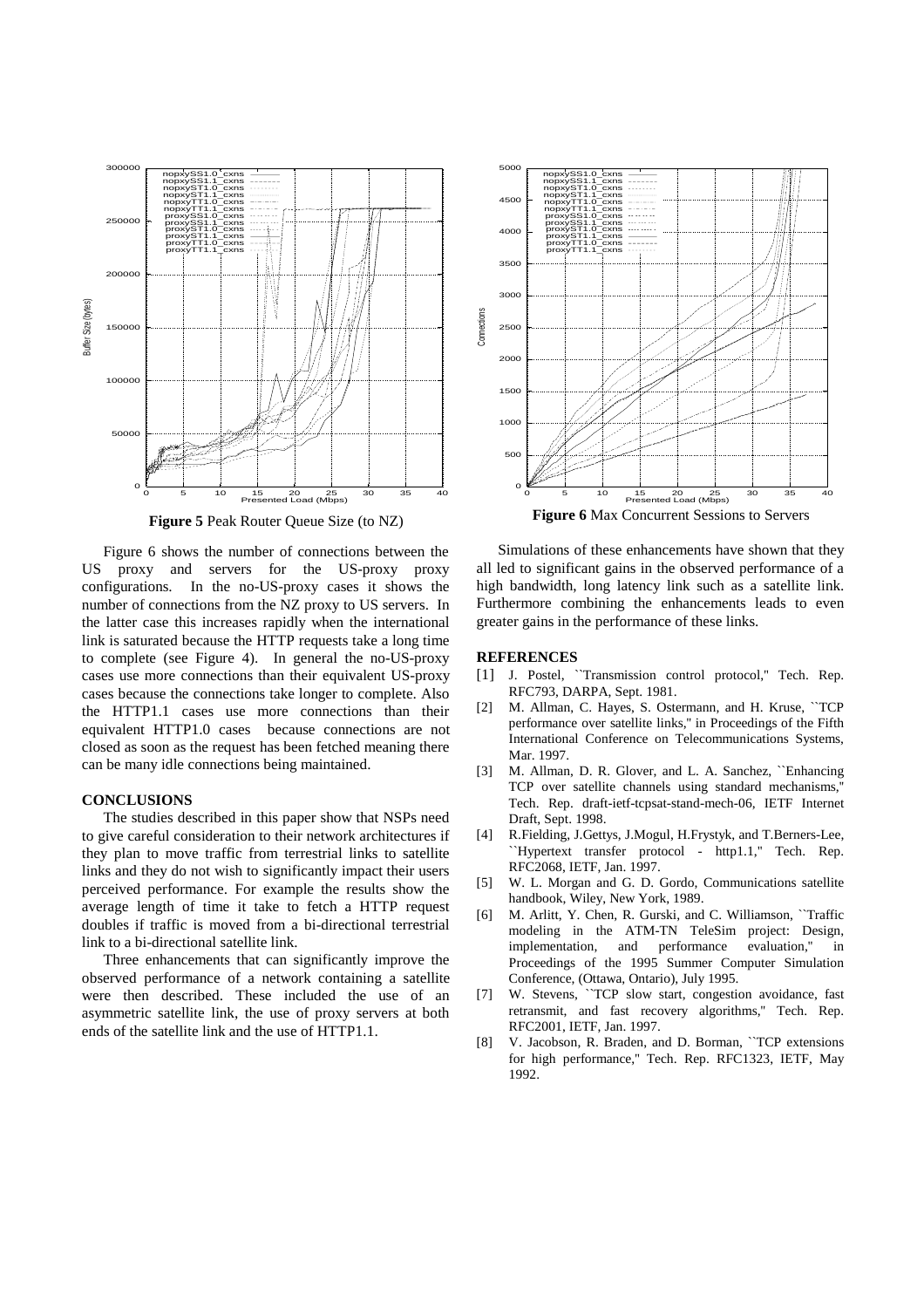300000
250000
200000
150000
100000
50000
0
Buffer Size (bytes)
0 5 10 15 20 25 30 35 40
Presented Load (Mbps)
nopxySS1.0_cxns
nopxySS1.1_cxns
nopxyST1.0_cxns
nopxyST1.1_cxns
nopxyTT1.0_cxns
nopxyTT1.1_cxns
proxySS1.0_cxns
proxySS1.1_cxns
proxyST1.0_cxns
proxyST1.1_cxns
proxyTT1.0_cxns
proxyTT1.1_cxns

**Figure 5** Peak Router Queue Size (to NZ)

5000
4500
4000
3500
3000
2500
2000
1500
1000
500
0
Connections
0 5 10 15 20 25 30 35 40
Presented Load (Mbps)
nopxySS1.0_cxns
nopxySS1.1_cxns
nopxyST1.0_cxns
nopxyST1.1_cxns
nopxyTT1.0_cxns
nopxyTT1.1_cxns
proxySS1.0_cxns
proxySS1.1_cxns
proxyST1.0_cxns
proxyST1.1_cxns
proxyTT1.0_cxns
proxyTT1.1_cxns

**Figure 6** Max Concurrent Sessions to Servers

Figure 6 shows the number of connections between the US proxy and servers for the US-proxy proxy configurations. In the no-US-proxy cases it shows the number of connections from the NZ proxy to US servers. In the latter case this increases rapidly when the international link is saturated because the HTTP requests take a long time to complete (see Figure 4). In general the no-US-proxy cases use more connections than their equivalent US-proxy cases because the connections take longer to complete. Also the HTTP1.1 cases use more connections than their equivalent HTTP1.0 cases because connections are not closed as soon as the request has been fetched meaning there can be many idle connections being maintained.

## CONCLUSIONS

The studies described in this paper show that NSPs need to give careful consideration to their network architectures if they plan to move traffic from terrestrial links to satellite links and they do not wish to significantly impact their users perceived performance. For example the results show the average length of time it take to fetch a HTTP request doubles if traffic is moved from a bi-directional terrestrial link to a bi-directional satellite link.

Three enhancements that can significantly improve the observed performance of a network containing a satellite were then described. These included the use of an asymmetric satellite link, the use of proxy servers at both ends of the satellite link and the use of HTTP1.1.

Simulations of these enhancements have shown that they all led to significant gains in the observed performance of a high bandwidth, long latency link such as a satellite link. Furthermore combining the enhancements leads to even greater gains in the performance of these links.

## REFERENCES

[1] J. Postel, ``Transmission control protocol," Tech. Rep. RFC793, DARPA, Sept. 1981.

[2] M. Allman, C. Hayes, S. Ostermann, and H. Kruse, ``TCP performance over satellite links," in Proceedings of the Fifth International Conference on Telecommunications Systems, Mar. 1997.

[3] M. Allman, D. R. Glover, and L. A. Sanchez, ``Enhancing TCP over satellite channels using standard mechanisms," Tech. Rep. draft-ietf-tcpsat-stand-mech-06, IETF Internet Draft, Sept. 1998.

[4] R.Fielding, J.Gettys, J.Mogul, H.Frystyk, and T.Berners-Lee, ``Hypertext transfer protocol - http1.1," Tech. Rep. RFC2068, IETF, Jan. 1997.

[5] W. L. Morgan and G. D. Gordo, Communications satellite handbook, Wiley, New York, 1989.

[6] M. Arlitt, Y. Chen, R. Gurski, and C. Williamson, ``Traffic modeling in the ATM-TN TeleSim project: Design, implementation, and performance evaluation," in Proceedings of the 1995 Summer Computer Simulation Conference, (Ottawa, Ontario), July 1995.

[7] W. Stevens, ``TCP slow start, congestion avoidance, fast retransmit, and fast recovery algorithms," Tech. Rep. RFC2001, IETF, Jan. 1997.

[8] V. Jacobson, R. Braden, and D. Borman, ``TCP extensions for high performance," Tech. Rep. RFC1323, IETF, May 1992.